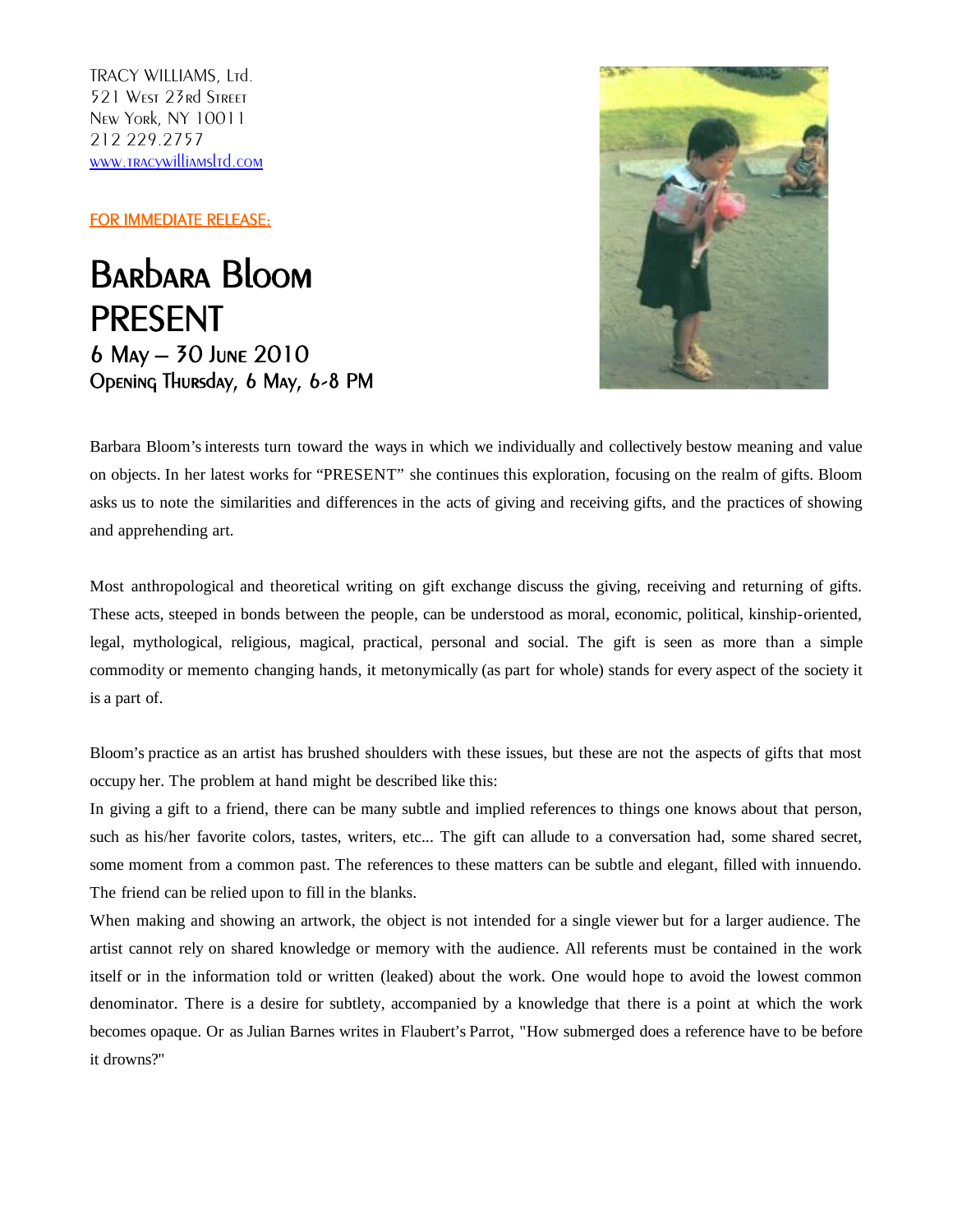TRACY WILLIAMS, Ltd.
521 West 23rd Street
New York, NY 10011
212 229.2757
www.tracywilliamsltd.com

FOR IMMEDIATE RELEASE:

# Barbara Bloom
# PRESENT

### 6 May – 30 June 2010
### Opening Thursday, 6 May, 6-8 PM

Barbara Bloom's interests turn toward the ways in which we individually and collectively bestow meaning and value on objects. In her latest works for "PRESENT" she continues this exploration, focusing on the realm of gifts. Bloom asks us to note the similarities and differences in the acts of giving and receiving gifts, and the practices of showing and apprehending art.

Most anthropological and theoretical writing on gift exchange discuss the giving, receiving and returning of gifts. These acts, steeped in bonds between the people, can be understood as moral, economic, political, kinship-oriented, legal, mythological, religious, magical, practical, personal and social. The gift is seen as more than a simple commodity or memento changing hands, it metonymically (as part for whole) stands for every aspect of the society it is a part of.

Bloom's practice as an artist has brushed shoulders with these issues, but these are not the aspects of gifts that most occupy her. The problem at hand might be described like this:
In giving a gift to a friend, there can be many subtle and implied references to things one knows about that person, such as his/her favorite colors, tastes, writers, etc... The gift can allude to a conversation had, some shared secret, some moment from a common past. The references to these matters can be subtle and elegant, filled with innuendo. The friend can be relied upon to fill in the blanks.
When making and showing an artwork, the object is not intended for a single viewer but for a larger audience. The artist cannot rely on shared knowledge or memory with the audience. All referents must be contained in the work itself or in the information told or written (leaked) about the work. One would hope to avoid the lowest common denominator. There is a desire for subtlety, accompanied by a knowledge that there is a point at which the work becomes opaque. Or as Julian Barnes writes in Flaubert's Parrot, "How submerged does a reference have to be before it drowns?"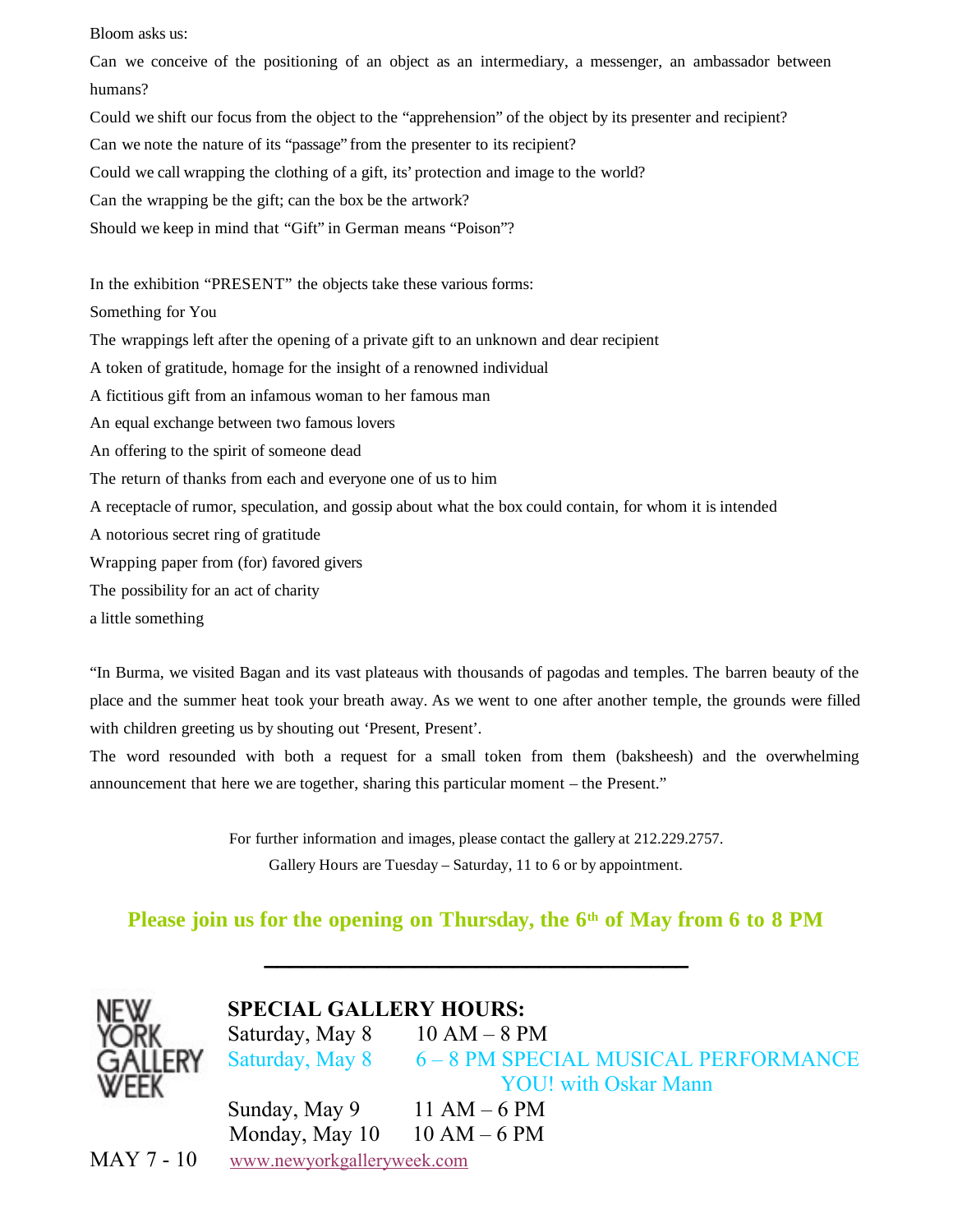Bloom asks us:

Can we conceive of the positioning of an object as an intermediary, a messenger, an ambassador between humans?

Could we shift our focus from the object to the “apprehension” of the object by its presenter and recipient?

Can we note the nature of its “passage” from the presenter to its recipient?

Could we call wrapping the clothing of a gift, its' protection and image to the world?

Can the wrapping be the gift; can the box be the artwork?

Should we keep in mind that “Gift” in German means “Poison”?

In the exhibition “PRESENT” the objects take these various forms:

Something for You

The wrappings left after the opening of a private gift to an unknown and dear recipient

A token of gratitude, homage for the insight of a renowned individual

A fictitious gift from an infamous woman to her famous man

An equal exchange between two famous lovers

An offering to the spirit of someone dead

The return of thanks from each and everyone one of us to him

A receptacle of rumor, speculation, and gossip about what the box could contain, for whom it is intended

A notorious secret ring of gratitude

Wrapping paper from (for) favored givers

The possibility for an act of charity

a little something

“In Burma, we visited Bagan and its vast plateaus with thousands of pagodas and temples. The barren beauty of the place and the summer heat took your breath away. As we went to one after another temple, the grounds were filled with children greeting us by shouting out ‘Present, Present’.

The word resounded with both a request for a small token from them (baksheesh) and the overwhelming announcement that here we are together, sharing this particular moment – the Present.”

For further information and images, please contact the gallery at 212.229.2757.

Gallery Hours are Tuesday – Saturday, 11 to 6 or by appointment.

**Please join us for the opening on Thursday, the 6th of May from 6 to 8 PM**

---

NEW YORK GALLERY WEEK

**SPECIAL GALLERY HOURS:**

Saturday, May 8 — 10 AM – 8 PM

Saturday, May 8 — 6 – 8 PM SPECIAL MUSICAL PERFORMANCE YOU! with Oskar Mann

Sunday, May 9 — 11 AM – 6 PM

Monday, May 10 — 10 AM – 6 PM

MAY 7 - 10 — www.newyorkgalleryweek.com